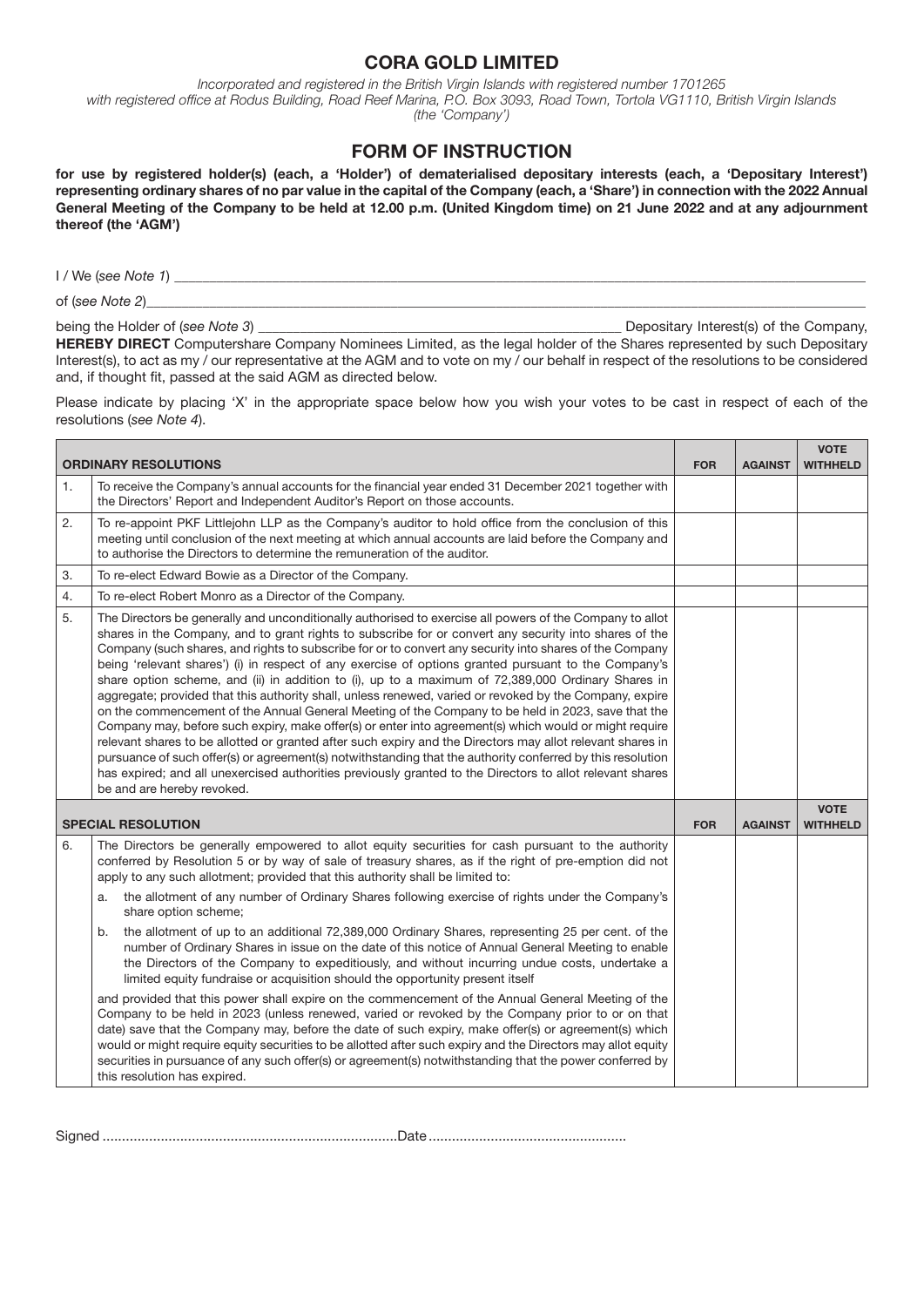# CORA GOLD LIMITED

*Incorporated and registered in the British Virgin Islands with registered number 1701265*
*with registered office at Rodus Building, Road Reef Marina, P.O. Box 3093, Road Town, Tortola VG1110, British Virgin Islands*
*(the 'Company')*

## FORM OF INSTRUCTION

**for use by registered holder(s) (each, a 'Holder') of dematerialised depositary interests (each, a 'Depositary Interest') representing ordinary shares of no par value in the capital of the Company (each, a 'Share') in connection with the 2022 Annual General Meeting of the Company to be held at 12.00 p.m. (United Kingdom time) on 21 June 2022 and at any adjournment thereof (the 'AGM')**

I / We (*see Note 1*) \_\_\_\_\_\_\_\_\_\_\_\_\_\_\_\_\_\_\_\_\_\_\_\_\_\_\_\_\_\_\_\_\_\_\_\_\_\_\_\_

of (*see Note 2*) \_\_\_\_\_\_\_\_\_\_\_\_\_\_\_\_\_\_\_\_\_\_\_\_\_\_\_\_\_\_\_\_\_\_\_\_\_\_\_\_

being the Holder of (*see Note 3*) \_\_\_\_\_\_\_\_\_\_\_\_\_\_\_\_\_\_\_\_ Depositary Interest(s) of the Company,
**HEREBY DIRECT** Computershare Company Nominees Limited, as the legal holder of the Shares represented by such Depositary Interest(s), to act as my / our representative at the AGM and to vote on my / our behalf in respect of the resolutions to be considered and, if thought fit, passed at the said AGM as directed below.

Please indicate by placing 'X' in the appropriate space below how you wish your votes to be cast in respect of each of the resolutions (*see Note 4*).

| | **ORDINARY RESOLUTIONS** | **FOR** | **AGAINST** | **VOTE WITHHELD** |
|---|---|---|---|---|
| 1. | To receive the Company's annual accounts for the financial year ended 31 December 2021 together with the Directors' Report and Independent Auditor's Report on those accounts. | | | |
| 2. | To re-appoint PKF Littlejohn LLP as the Company's auditor to hold office from the conclusion of this meeting until conclusion of the next meeting at which annual accounts are laid before the Company and to authorise the Directors to determine the remuneration of the auditor. | | | |
| 3. | To re-elect Edward Bowie as a Director of the Company. | | | |
| 4. | To re-elect Robert Monro as a Director of the Company. | | | |
| 5. | The Directors be generally and unconditionally authorised to exercise all powers of the Company to allot shares in the Company, and to grant rights to subscribe for or convert any security into shares of the Company (such shares, and rights to subscribe for or to convert any security into shares of the Company being 'relevant shares') (i) in respect of any exercise of options granted pursuant to the Company's share option scheme, and (ii) in addition to (i), up to a maximum of 72,389,000 Ordinary Shares in aggregate; provided that this authority shall, unless renewed, varied or revoked by the Company, expire on the commencement of the Annual General Meeting of the Company to be held in 2023, save that the Company may, before such expiry, make offer(s) or enter into agreement(s) which would or might require relevant shares to be allotted or granted after such expiry and the Directors may allot relevant shares in pursuance of such offer(s) or agreement(s) notwithstanding that the authority conferred by this resolution has expired; and all unexercised authorities previously granted to the Directors to allot relevant shares be and are hereby revoked. | | | |
| | **SPECIAL RESOLUTION** | **FOR** | **AGAINST** | **VOTE WITHHELD** |
| 6. | The Directors be generally empowered to allot equity securities for cash pursuant to the authority conferred by Resolution 5 or by way of sale of treasury shares, as if the right of pre-emption did not apply to any such allotment; provided that this authority shall be limited to:<br>a. the allotment of any number of Ordinary Shares following exercise of rights under the Company's share option scheme;<br>b. the allotment of up to an additional 72,389,000 Ordinary Shares, representing 25 per cent. of the number of Ordinary Shares in issue on the date of this notice of Annual General Meeting to enable the Directors of the Company to expeditiously, and without incurring undue costs, undertake a limited equity fundraise or acquisition should the opportunity present itself<br>and provided that this power shall expire on the commencement of the Annual General Meeting of the Company to be held in 2023 (unless renewed, varied or revoked by the Company prior to or on that date) save that the Company may, before the date of such expiry, make offer(s) or agreement(s) which would or might require equity securities to be allotted after such expiry and the Directors may allot equity securities in pursuance of any such offer(s) or agreement(s) notwithstanding that the power conferred by this resolution has expired. | | | |

Signed ............................................................................Date ..................................................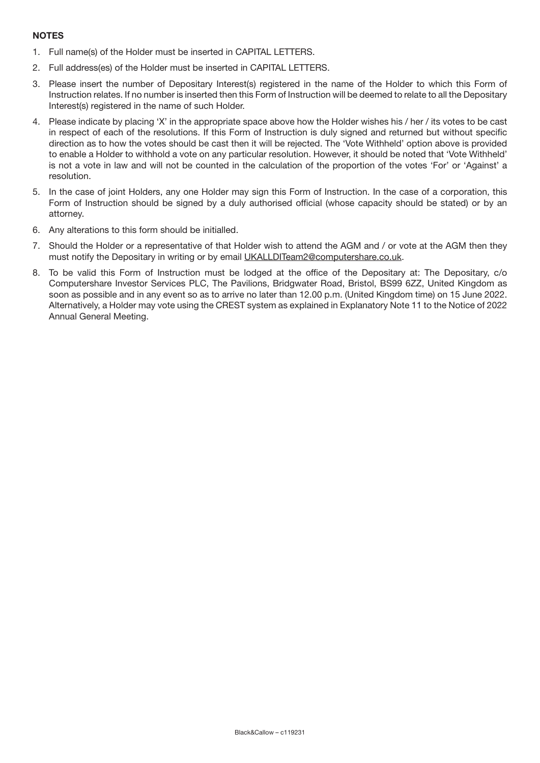**NOTES**

1. Full name(s) of the Holder must be inserted in CAPITAL LETTERS.
2. Full address(es) of the Holder must be inserted in CAPITAL LETTERS.
3. Please insert the number of Depositary Interest(s) registered in the name of the Holder to which this Form of Instruction relates. If no number is inserted then this Form of Instruction will be deemed to relate to all the Depositary Interest(s) registered in the name of such Holder.
4. Please indicate by placing 'X' in the appropriate space above how the Holder wishes his / her / its votes to be cast in respect of each of the resolutions. If this Form of Instruction is duly signed and returned but without specific direction as to how the votes should be cast then it will be rejected. The 'Vote Withheld' option above is provided to enable a Holder to withhold a vote on any particular resolution. However, it should be noted that 'Vote Withheld' is not a vote in law and will not be counted in the calculation of the proportion of the votes 'For' or 'Against' a resolution.
5. In the case of joint Holders, any one Holder may sign this Form of Instruction. In the case of a corporation, this Form of Instruction should be signed by a duly authorised official (whose capacity should be stated) or by an attorney.
6. Any alterations to this form should be initialled.
7. Should the Holder or a representative of that Holder wish to attend the AGM and / or vote at the AGM then they must notify the Depositary in writing or by email UKALLDITeam2@computershare.co.uk.
8. To be valid this Form of Instruction must be lodged at the office of the Depositary at: The Depositary, c/o Computershare Investor Services PLC, The Pavilions, Bridgwater Road, Bristol, BS99 6ZZ, United Kingdom as soon as possible and in any event so as to arrive no later than 12.00 p.m. (United Kingdom time) on 15 June 2022. Alternatively, a Holder may vote using the CREST system as explained in Explanatory Note 11 to the Notice of 2022 Annual General Meeting.

Black&Callow – c119231